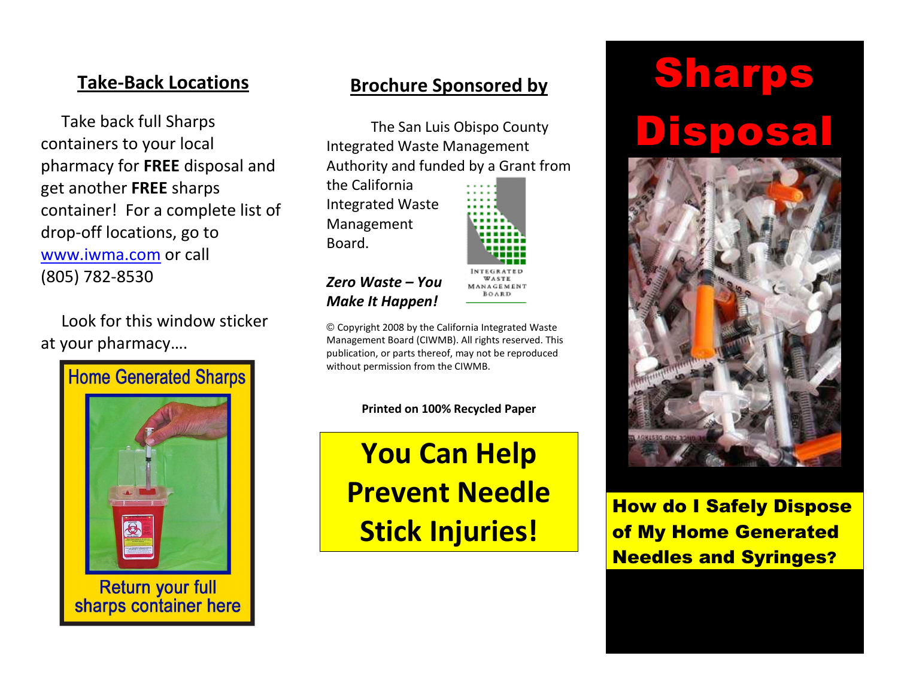## Take-Back Locations

Take back full Sharps containers to your local pharmacy for **FREE** disposal and get another **FREE** sharps container! For a complete list of drop-off locations, go to [www.iwma.com](http://www.iwma.com) or call (805) 782-8530

Look for this window sticker at your pharmacy….

Home Generated Sharps

Return your full sharps container here

## Brochure Sponsored by

The San Luis Obispo County Integrated Waste Management Authority and funded by a Grant from the California Integrated Waste Management Board.

INTEGRATED WASTE MANAGEMENT BOARD

***Zero Waste – You Make It Happen!***

© Copyright 2008 by the California Integrated Waste Management Board (CIWMB). All rights reserved. This publication, or parts thereof, may not be reproduced without permission from the CIWMB.

**Printed on 100% Recycled Paper**

## You Can Help Prevent Needle Stick Injuries!

# Sharps Disposal

### How do I Safely Dispose of My Home Generated Needles and Syringes?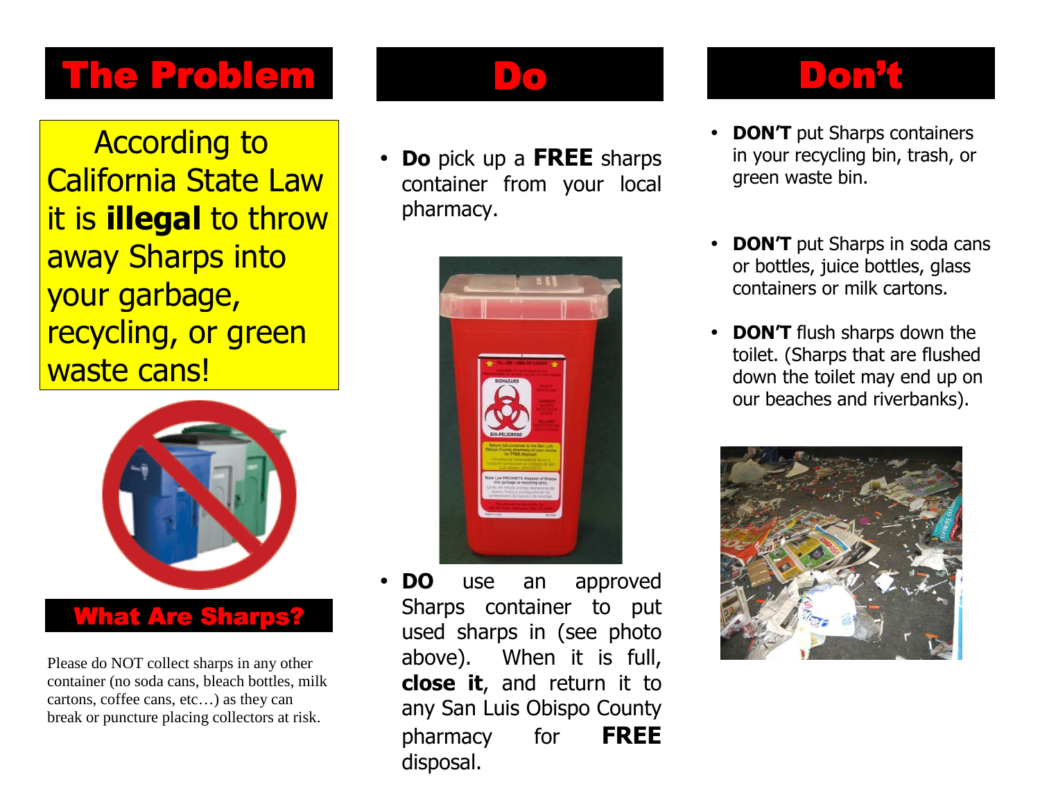# The Problem

According to California State Law it is **illegal** to throw away Sharps into your garbage, recycling, or green waste cans!

## What Are Sharps?

Please do NOT collect sharps in any other container (no soda cans, bleach bottles, milk cartons, coffee cans, etc…) as they can break or puncture placing collectors at risk.

# Do

- **Do** pick up a **FREE** sharps container from your local pharmacy.

- **DO** use an approved Sharps container to put used sharps in (see photo above). When it is full, **close it**, and return it to any San Luis Obispo County pharmacy for **FREE** disposal.

# Don't

- **DON'T** put Sharps containers in your recycling bin, trash, or green waste bin.
- **DON'T** put Sharps in soda cans or bottles, juice bottles, glass containers or milk cartons.
- **DON'T** flush sharps down the toilet. (Sharps that are flushed down the toilet may end up on our beaches and riverbanks).